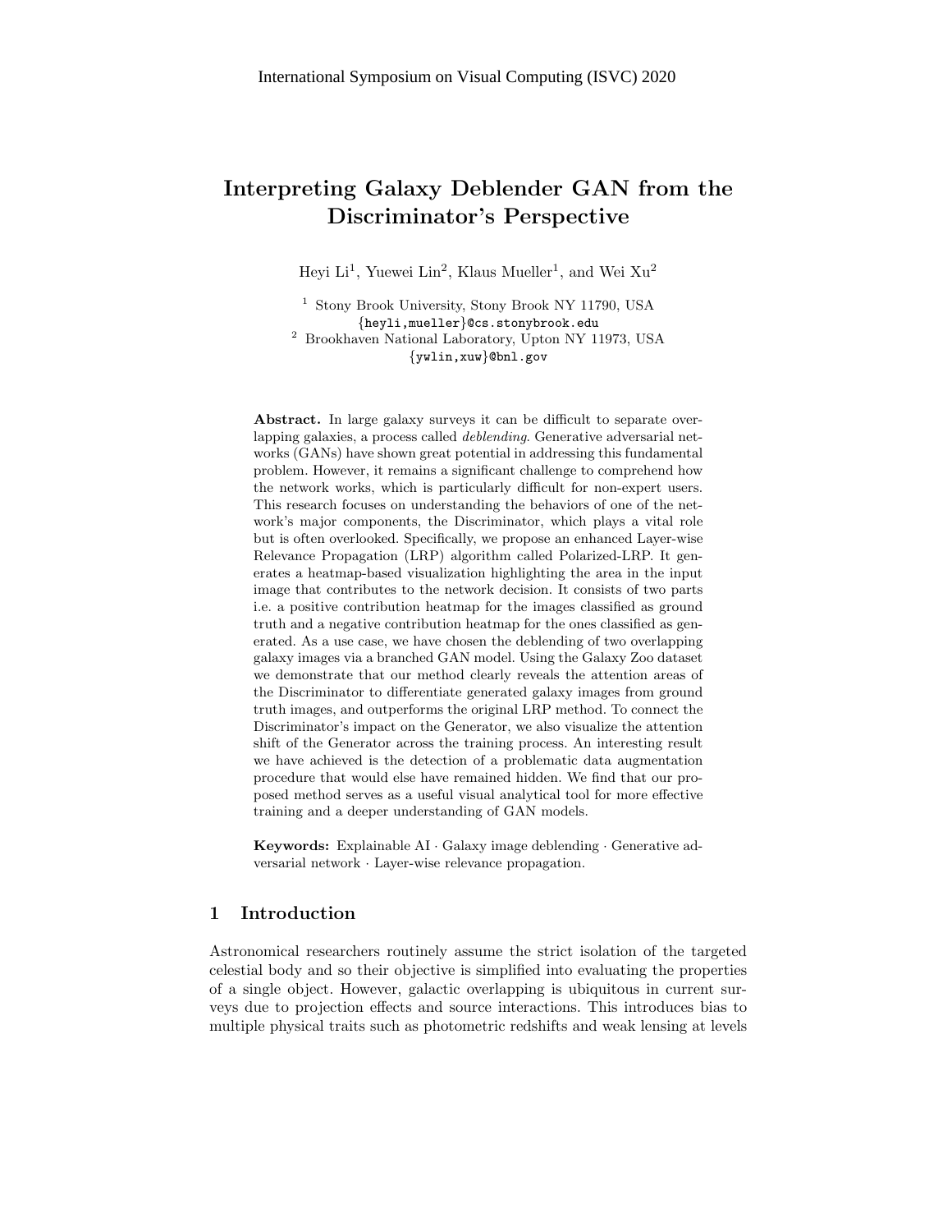International Symposium on Visual Computing (ISVC) 2020

# Interpreting Galaxy Deblender GAN from the Discriminator's Perspective

Heyi Li[1], Yuewei Lin[2], Klaus Mueller[1], and Wei Xu[2]

[1] Stony Brook University, Stony Brook NY 11790, USA
{heyli,mueller}@cs.stonybrook.edu
[2] Brookhaven National Laboratory, Upton NY 11973, USA
{ywlin,xuw}@bnl.gov

**Abstract.** In large galaxy surveys it can be difficult to separate overlapping galaxies, a process called *deblending*. Generative adversarial networks (GANs) have shown great potential in addressing this fundamental problem. However, it remains a significant challenge to comprehend how the network works, which is particularly difficult for non-expert users. This research focuses on understanding the behaviors of one of the network's major components, the Discriminator, which plays a vital role but is often overlooked. Specifically, we propose an enhanced Layer-wise Relevance Propagation (LRP) algorithm called Polarized-LRP. It generates a heatmap-based visualization highlighting the area in the input image that contributes to the network decision. It consists of two parts i.e. a positive contribution heatmap for the images classified as ground truth and a negative contribution heatmap for the ones classified as generated. As a use case, we have chosen the deblending of two overlapping galaxy images via a branched GAN model. Using the Galaxy Zoo dataset we demonstrate that our method clearly reveals the attention areas of the Discriminator to differentiate generated galaxy images from ground truth images, and outperforms the original LRP method. To connect the Discriminator's impact on the Generator, we also visualize the attention shift of the Generator across the training process. An interesting result we have achieved is the detection of a problematic data augmentation procedure that would else have remained hidden. We find that our proposed method serves as a useful visual analytical tool for more effective training and a deeper understanding of GAN models.

**Keywords:** Explainable AI · Galaxy image deblending · Generative adversarial network · Layer-wise relevance propagation.

## 1 Introduction

Astronomical researchers routinely assume the strict isolation of the targeted celestial body and so their objective is simplified into evaluating the properties of a single object. However, galactic overlapping is ubiquitous in current surveys due to projection effects and source interactions. This introduces bias to multiple physical traits such as photometric redshifts and weak lensing at levels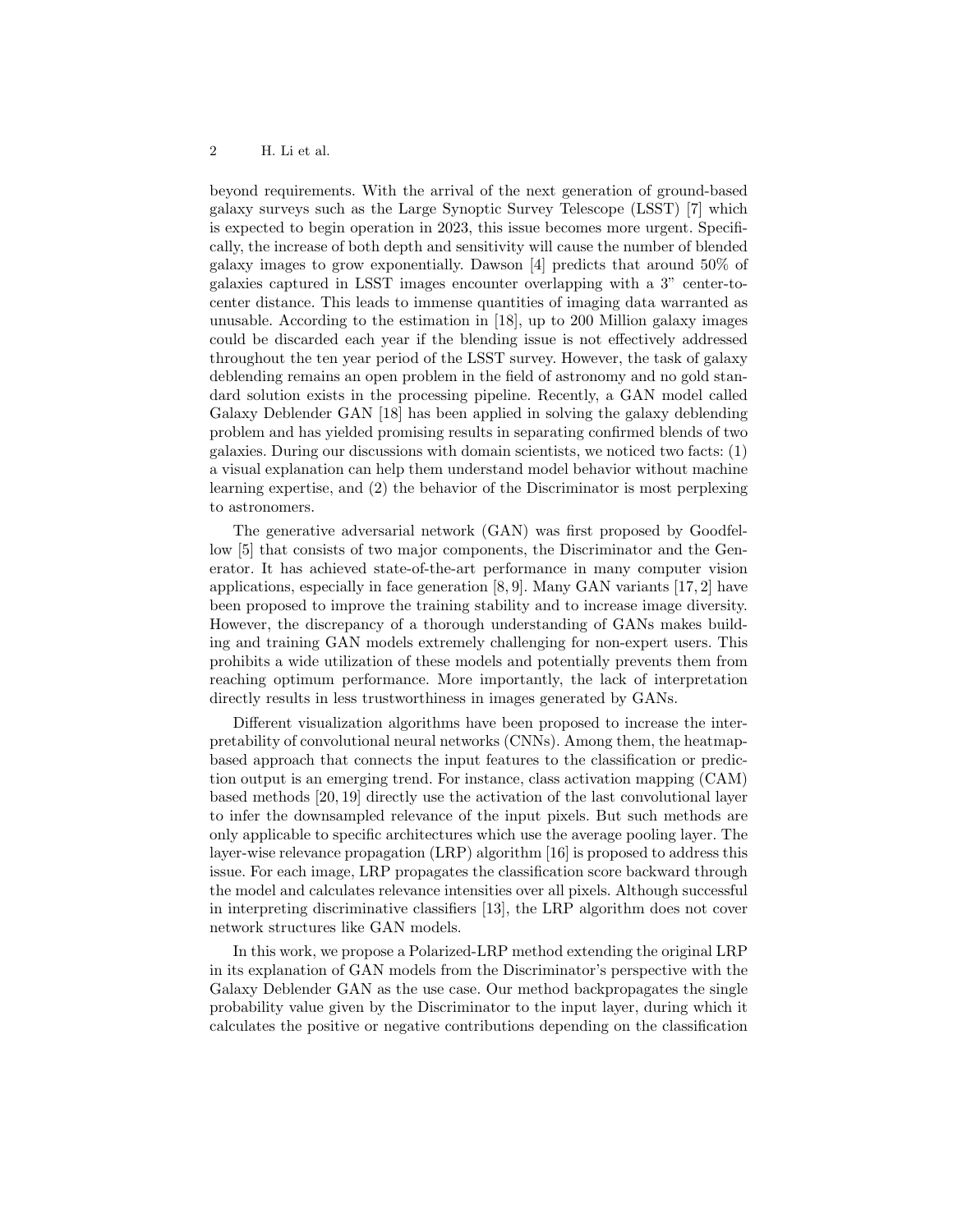beyond requirements. With the arrival of the next generation of ground-based galaxy surveys such as the Large Synoptic Survey Telescope (LSST) [7] which is expected to begin operation in 2023, this issue becomes more urgent. Specifically, the increase of both depth and sensitivity will cause the number of blended galaxy images to grow exponentially. Dawson [4] predicts that around 50% of galaxies captured in LSST images encounter overlapping with a 3" center-to-center distance. This leads to immense quantities of imaging data warranted as unusable. According to the estimation in [18], up to 200 Million galaxy images could be discarded each year if the blending issue is not effectively addressed throughout the ten year period of the LSST survey. However, the task of galaxy deblending remains an open problem in the field of astronomy and no gold standard solution exists in the processing pipeline. Recently, a GAN model called Galaxy Deblender GAN [18] has been applied in solving the galaxy deblending problem and has yielded promising results in separating confirmed blends of two galaxies. During our discussions with domain scientists, we noticed two facts: (1) a visual explanation can help them understand model behavior without machine learning expertise, and (2) the behavior of the Discriminator is most perplexing to astronomers.

The generative adversarial network (GAN) was first proposed by Goodfellow [5] that consists of two major components, the Discriminator and the Generator. It has achieved state-of-the-art performance in many computer vision applications, especially in face generation [8, 9]. Many GAN variants [17, 2] have been proposed to improve the training stability and to increase image diversity. However, the discrepancy of a thorough understanding of GANs makes building and training GAN models extremely challenging for non-expert users. This prohibits a wide utilization of these models and potentially prevents them from reaching optimum performance. More importantly, the lack of interpretation directly results in less trustworthiness in images generated by GANs.

Different visualization algorithms have been proposed to increase the interpretability of convolutional neural networks (CNNs). Among them, the heatmap-based approach that connects the input features to the classification or prediction output is an emerging trend. For instance, class activation mapping (CAM) based methods [20, 19] directly use the activation of the last convolutional layer to infer the downsampled relevance of the input pixels. But such methods are only applicable to specific architectures which use the average pooling layer. The layer-wise relevance propagation (LRP) algorithm [16] is proposed to address this issue. For each image, LRP propagates the classification score backward through the model and calculates relevance intensities over all pixels. Although successful in interpreting discriminative classifiers [13], the LRP algorithm does not cover network structures like GAN models.

In this work, we propose a Polarized-LRP method extending the original LRP in its explanation of GAN models from the Discriminator's perspective with the Galaxy Deblender GAN as the use case. Our method backpropagates the single probability value given by the Discriminator to the input layer, during which it calculates the positive or negative contributions depending on the classification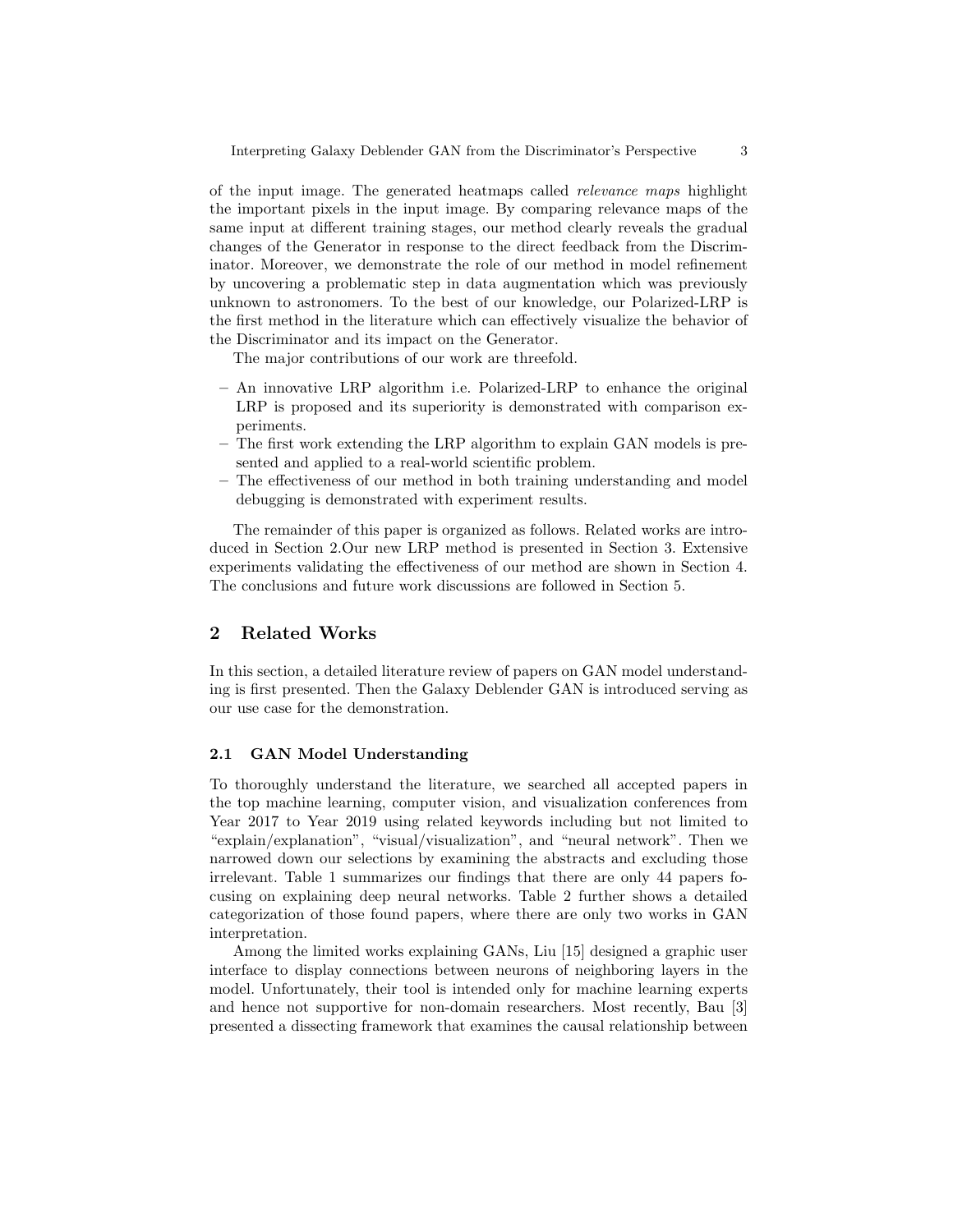of the input image. The generated heatmaps called *relevance maps* highlight the important pixels in the input image. By comparing relevance maps of the same input at different training stages, our method clearly reveals the gradual changes of the Generator in response to the direct feedback from the Discriminator. Moreover, we demonstrate the role of our method in model refinement by uncovering a problematic step in data augmentation which was previously unknown to astronomers. To the best of our knowledge, our Polarized-LRP is the first method in the literature which can effectively visualize the behavior of the Discriminator and its impact on the Generator.

The major contributions of our work are threefold.

- An innovative LRP algorithm i.e. Polarized-LRP to enhance the original LRP is proposed and its superiority is demonstrated with comparison experiments.
- The first work extending the LRP algorithm to explain GAN models is presented and applied to a real-world scientific problem.
- The effectiveness of our method in both training understanding and model debugging is demonstrated with experiment results.

The remainder of this paper is organized as follows. Related works are introduced in Section 2.Our new LRP method is presented in Section 3. Extensive experiments validating the effectiveness of our method are shown in Section 4. The conclusions and future work discussions are followed in Section 5.

## 2 Related Works

In this section, a detailed literature review of papers on GAN model understanding is first presented. Then the Galaxy Deblender GAN is introduced serving as our use case for the demonstration.

### 2.1 GAN Model Understanding

To thoroughly understand the literature, we searched all accepted papers in the top machine learning, computer vision, and visualization conferences from Year 2017 to Year 2019 using related keywords including but not limited to "explain/explanation", "visual/visualization", and "neural network". Then we narrowed down our selections by examining the abstracts and excluding those irrelevant. Table 1 summarizes our findings that there are only 44 papers focusing on explaining deep neural networks. Table 2 further shows a detailed categorization of those found papers, where there are only two works in GAN interpretation.

Among the limited works explaining GANs, Liu [15] designed a graphic user interface to display connections between neurons of neighboring layers in the model. Unfortunately, their tool is intended only for machine learning experts and hence not supportive for non-domain researchers. Most recently, Bau [3] presented a dissecting framework that examines the causal relationship between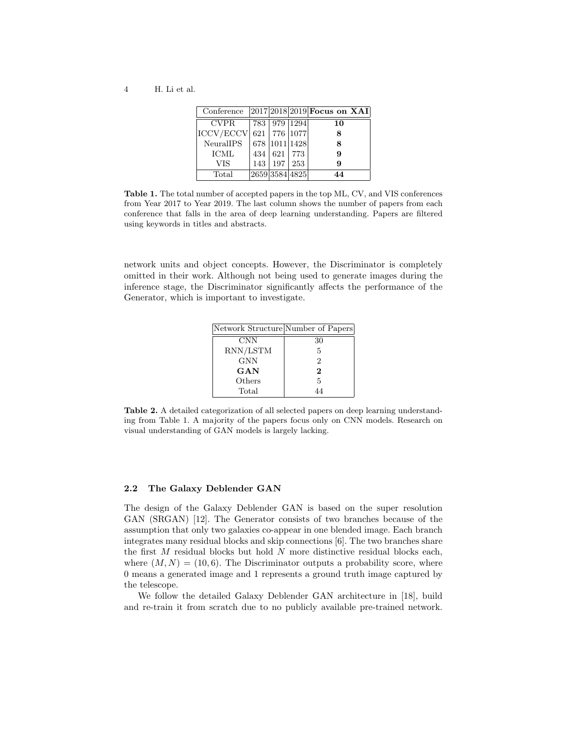| Conference | 2017 | 2018 | 2019 | **Focus on XAI** |
|---|---|---|---|---|
| CVPR | 783 | 979 | 1294 | **10** |
| ICCV/ECCV | 621 | 776 | 1077 | **8** |
| NeuralIPS | 678 | 1011 | 1428 | **8** |
| ICML | 434 | 621 | 773 | **9** |
| VIS | 143 | 197 | 253 | **9** |
| Total | 2659 | 3584 | 4825 | **44** |

**Table 1.** The total number of accepted papers in the top ML, CV, and VIS conferences from Year 2017 to Year 2019. The last column shows the number of papers from each conference that falls in the area of deep learning understanding. Papers are filtered using keywords in titles and abstracts.

network units and object concepts. However, the Discriminator is completely omitted in their work. Although not being used to generate images during the inference stage, the Discriminator significantly affects the performance of the Generator, which is important to investigate.

| Network Structure | Number of Papers |
|---|---|
| CNN | 30 |
| RNN/LSTM | 5 |
| GNN | 2 |
| **GAN** | **2** |
| Others | 5 |
| Total | 44 |

**Table 2.** A detailed categorization of all selected papers on deep learning understanding from Table 1. A majority of the papers focus only on CNN models. Research on visual understanding of GAN models is largely lacking.

### 2.2 The Galaxy Deblender GAN

The design of the Galaxy Deblender GAN is based on the super resolution GAN (SRGAN) [12]. The Generator consists of two branches because of the assumption that only two galaxies co-appear in one blended image. Each branch integrates many residual blocks and skip connections [6]. The two branches share the first $M$ residual blocks but hold $N$ more distinctive residual blocks each, where $(M, N) = (10, 6)$. The Discriminator outputs a probability score, where 0 means a generated image and 1 represents a ground truth image captured by the telescope.

We follow the detailed Galaxy Deblender GAN architecture in [18], build and re-train it from scratch due to no publicly available pre-trained network.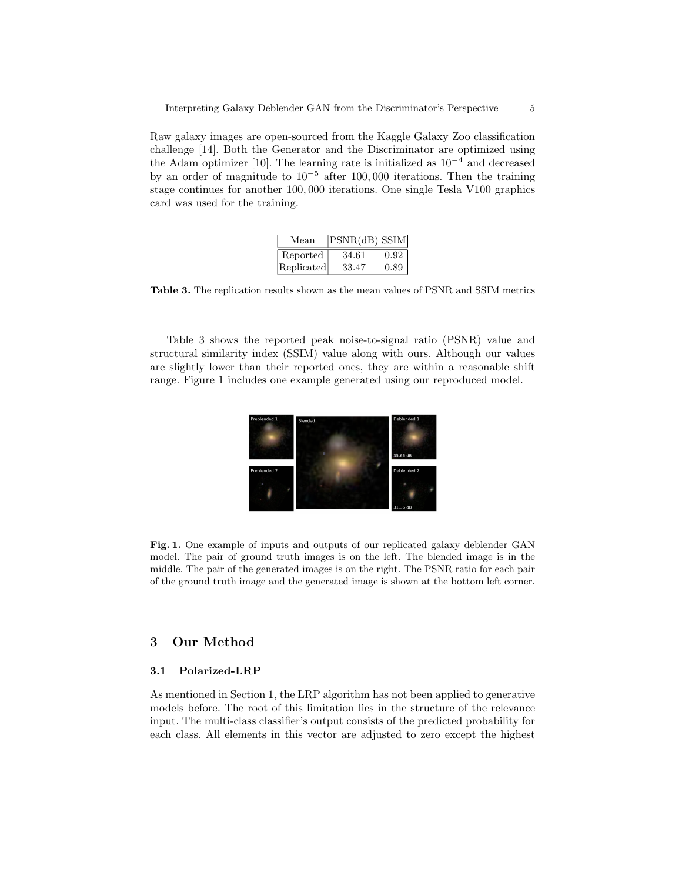Raw galaxy images are open-sourced from the Kaggle Galaxy Zoo classification challenge [14]. Both the Generator and the Discriminator are optimized using the Adam optimizer [10]. The learning rate is initialized as $10^{-4}$ and decreased by an order of magnitude to $10^{-5}$ after 100,000 iterations. Then the training stage continues for another 100,000 iterations. One single Tesla V100 graphics card was used for the training.

| Mean | PSNR(dB) | SSIM |
| --- | --- | --- |
| Reported | 34.61 | 0.92 |
| Replicated | 33.47 | 0.89 |

**Table 3.** The replication results shown as the mean values of PSNR and SSIM metrics

Table 3 shows the reported peak noise-to-signal ratio (PSNR) value and structural similarity index (SSIM) value along with ours. Although our values are slightly lower than their reported ones, they are within a reasonable shift range. Figure 1 includes one example generated using our reproduced model.

**Fig. 1.** One example of inputs and outputs of our replicated galaxy deblender GAN model. The pair of ground truth images is on the left. The blended image is in the middle. The pair of the generated images is on the right. The PSNR ratio for each pair of the ground truth image and the generated image is shown at the bottom left corner.

## 3 Our Method

### 3.1 Polarized-LRP

As mentioned in Section 1, the LRP algorithm has not been applied to generative models before. The root of this limitation lies in the structure of the relevance input. The multi-class classifier's output consists of the predicted probability for each class. All elements in this vector are adjusted to zero except the highest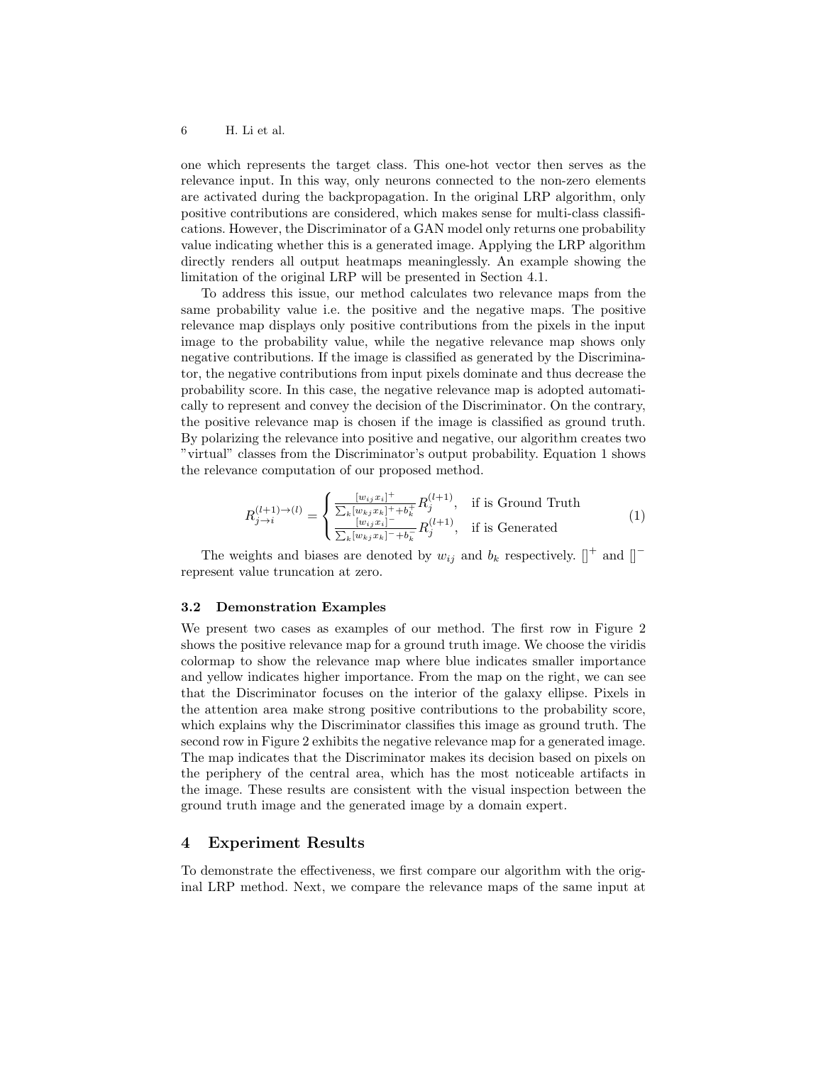one which represents the target class. This one-hot vector then serves as the relevance input. In this way, only neurons connected to the non-zero elements are activated during the backpropagation. In the original LRP algorithm, only positive contributions are considered, which makes sense for multi-class classifications. However, the Discriminator of a GAN model only returns one probability value indicating whether this is a generated image. Applying the LRP algorithm directly renders all output heatmaps meaninglessly. An example showing the limitation of the original LRP will be presented in Section 4.1.

To address this issue, our method calculates two relevance maps from the same probability value i.e. the positive and the negative maps. The positive relevance map displays only positive contributions from the pixels in the input image to the probability value, while the negative relevance map shows only negative contributions. If the image is classified as generated by the Discriminator, the negative contributions from input pixels dominate and thus decrease the probability score. In this case, the negative relevance map is adopted automatically to represent and convey the decision of the Discriminator. On the contrary, the positive relevance map is chosen if the image is classified as ground truth. By polarizing the relevance into positive and negative, our algorithm creates two "virtual" classes from the Discriminator's output probability. Equation 1 shows the relevance computation of our proposed method.

$$R_{j \to i}^{(l+1) \to (l)} = \begin{cases} \frac{[w_{ij} x_i]^+}{\sum_k [w_{kj} x_k]^+ + b_k^+} R_j^{(l+1)}, & \text{if is Ground Truth} \\ \frac{[w_{ij} x_i]^-}{\sum_k [w_{kj} x_k]^- + b_k^-} R_j^{(l+1)}, & \text{if is Generated} \end{cases} \tag{1}$$

The weights and biases are denoted by $w_{ij}$ and $b_k$ respectively. $[]^+$ and $[]^-$ represent value truncation at zero.

### 3.2 Demonstration Examples

We present two cases as examples of our method. The first row in Figure 2 shows the positive relevance map for a ground truth image. We choose the viridis colormap to show the relevance map where blue indicates smaller importance and yellow indicates higher importance. From the map on the right, we can see that the Discriminator focuses on the interior of the galaxy ellipse. Pixels in the attention area make strong positive contributions to the probability score, which explains why the Discriminator classifies this image as ground truth. The second row in Figure 2 exhibits the negative relevance map for a generated image. The map indicates that the Discriminator makes its decision based on pixels on the periphery of the central area, which has the most noticeable artifacts in the image. These results are consistent with the visual inspection between the ground truth image and the generated image by a domain expert.

## 4 Experiment Results

To demonstrate the effectiveness, we first compare our algorithm with the original LRP method. Next, we compare the relevance maps of the same input at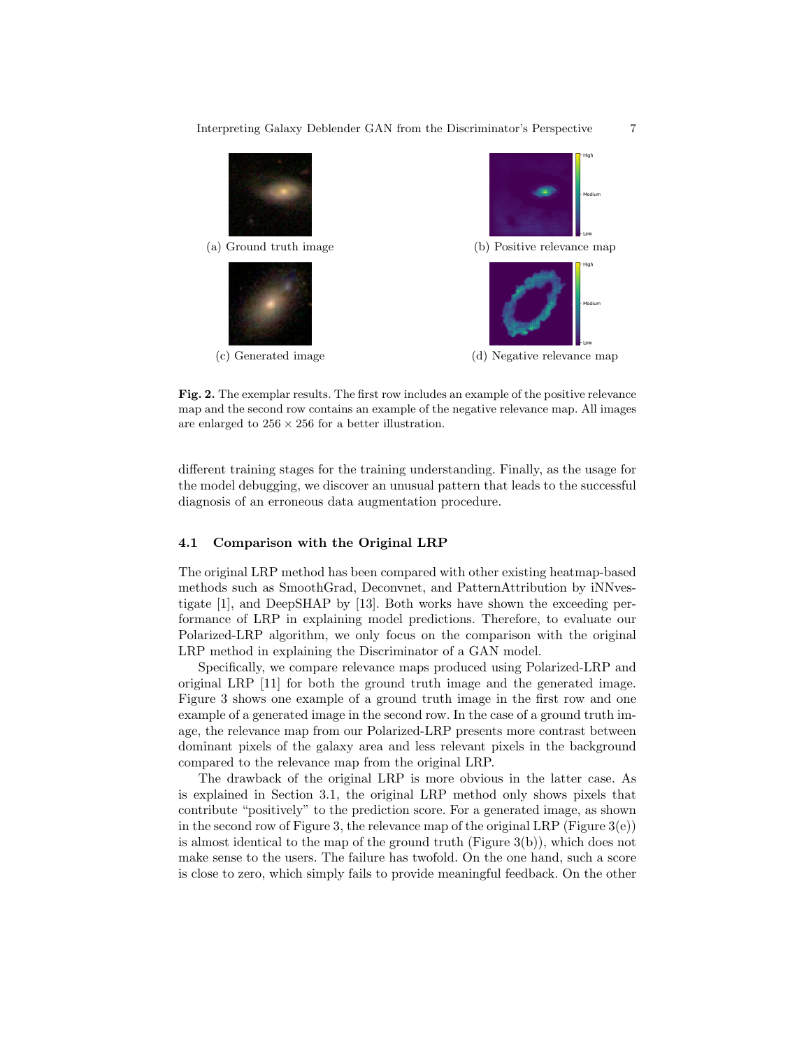(a) Ground truth image

(b) Positive relevance map

(c) Generated image

(d) Negative relevance map

**Fig. 2.** The exemplar results. The first row includes an example of the positive relevance map and the second row contains an example of the negative relevance map. All images are enlarged to $256 \times 256$ for a better illustration.

different training stages for the training understanding. Finally, as the usage for the model debugging, we discover an unusual pattern that leads to the successful diagnosis of an erroneous data augmentation procedure.

### 4.1 Comparison with the Original LRP

The original LRP method has been compared with other existing heatmap-based methods such as SmoothGrad, Deconvnet, and PatternAttribution by iNNvestigate [1], and DeepSHAP by [13]. Both works have shown the exceeding performance of LRP in explaining model predictions. Therefore, to evaluate our Polarized-LRP algorithm, we only focus on the comparison with the original LRP method in explaining the Discriminator of a GAN model.

Specifically, we compare relevance maps produced using Polarized-LRP and original LRP [11] for both the ground truth image and the generated image. Figure 3 shows one example of a ground truth image in the first row and one example of a generated image in the second row. In the case of a ground truth image, the relevance map from our Polarized-LRP presents more contrast between dominant pixels of the galaxy area and less relevant pixels in the background compared to the relevance map from the original LRP.

The drawback of the original LRP is more obvious in the latter case. As is explained in Section 3.1, the original LRP method only shows pixels that contribute "positively" to the prediction score. For a generated image, as shown in the second row of Figure 3, the relevance map of the original LRP (Figure 3(e)) is almost identical to the map of the ground truth (Figure 3(b)), which does not make sense to the users. The failure has twofold. On the one hand, such a score is close to zero, which simply fails to provide meaningful feedback. On the other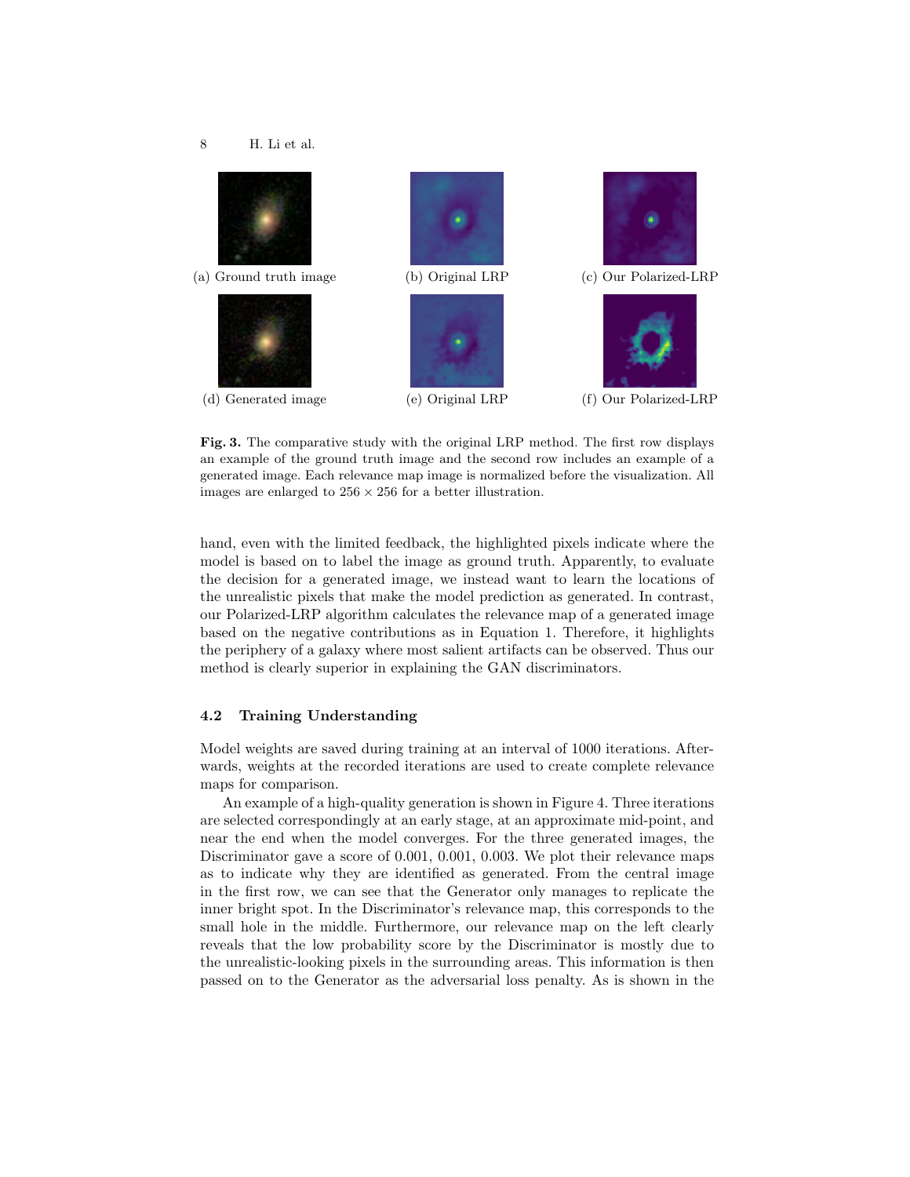(a) Ground truth image

(b) Original LRP

(c) Our Polarized-LRP

(d) Generated image

(e) Original LRP

(f) Our Polarized-LRP

**Fig. 3.** The comparative study with the original LRP method. The first row displays an example of the ground truth image and the second row includes an example of a generated image. Each relevance map image is normalized before the visualization. All images are enlarged to $256 \times 256$ for a better illustration.

hand, even with the limited feedback, the highlighted pixels indicate where the model is based on to label the image as ground truth. Apparently, to evaluate the decision for a generated image, we instead want to learn the locations of the unrealistic pixels that make the model prediction as generated. In contrast, our Polarized-LRP algorithm calculates the relevance map of a generated image based on the negative contributions as in Equation 1. Therefore, it highlights the periphery of a galaxy where most salient artifacts can be observed. Thus our method is clearly superior in explaining the GAN discriminators.

### 4.2 Training Understanding

Model weights are saved during training at an interval of 1000 iterations. Afterwards, weights at the recorded iterations are used to create complete relevance maps for comparison.

An example of a high-quality generation is shown in Figure 4. Three iterations are selected correspondingly at an early stage, at an approximate mid-point, and near the end when the model converges. For the three generated images, the Discriminator gave a score of 0.001, 0.001, 0.003. We plot their relevance maps as to indicate why they are identified as generated. From the central image in the first row, we can see that the Generator only manages to replicate the inner bright spot. In the Discriminator's relevance map, this corresponds to the small hole in the middle. Furthermore, our relevance map on the left clearly reveals that the low probability score by the Discriminator is mostly due to the unrealistic-looking pixels in the surrounding areas. This information is then passed on to the Generator as the adversarial loss penalty. As is shown in the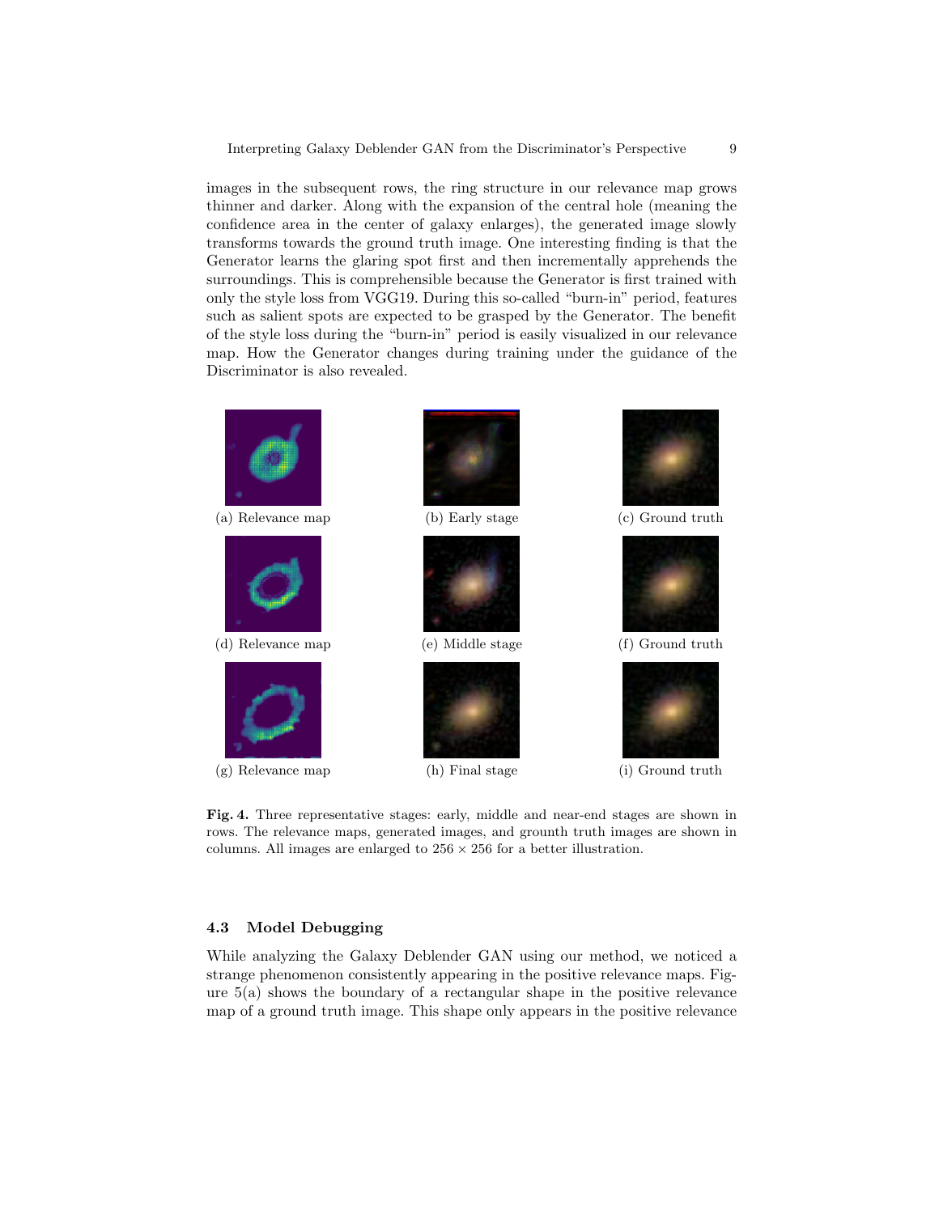images in the subsequent rows, the ring structure in our relevance map grows thinner and darker. Along with the expansion of the central hole (meaning the confidence area in the center of galaxy enlarges), the generated image slowly transforms towards the ground truth image. One interesting finding is that the Generator learns the glaring spot first and then incrementally apprehends the surroundings. This is comprehensible because the Generator is first trained with only the style loss from VGG19. During this so-called "burn-in" period, features such as salient spots are expected to be grasped by the Generator. The benefit of the style loss during the "burn-in" period is easily visualized in our relevance map. How the Generator changes during training under the guidance of the Discriminator is also revealed.

(a) Relevance map (b) Early stage (c) Ground truth

(d) Relevance map (e) Middle stage (f) Ground truth

(g) Relevance map (h) Final stage (i) Ground truth

**Fig. 4.** Three representative stages: early, middle and near-end stages are shown in rows. The relevance maps, generated images, and grounth truth images are shown in columns. All images are enlarged to $256 \times 256$ for a better illustration.

### 4.3 Model Debugging

While analyzing the Galaxy Deblender GAN using our method, we noticed a strange phenomenon consistently appearing in the positive relevance maps. Figure 5(a) shows the boundary of a rectangular shape in the positive relevance map of a ground truth image. This shape only appears in the positive relevance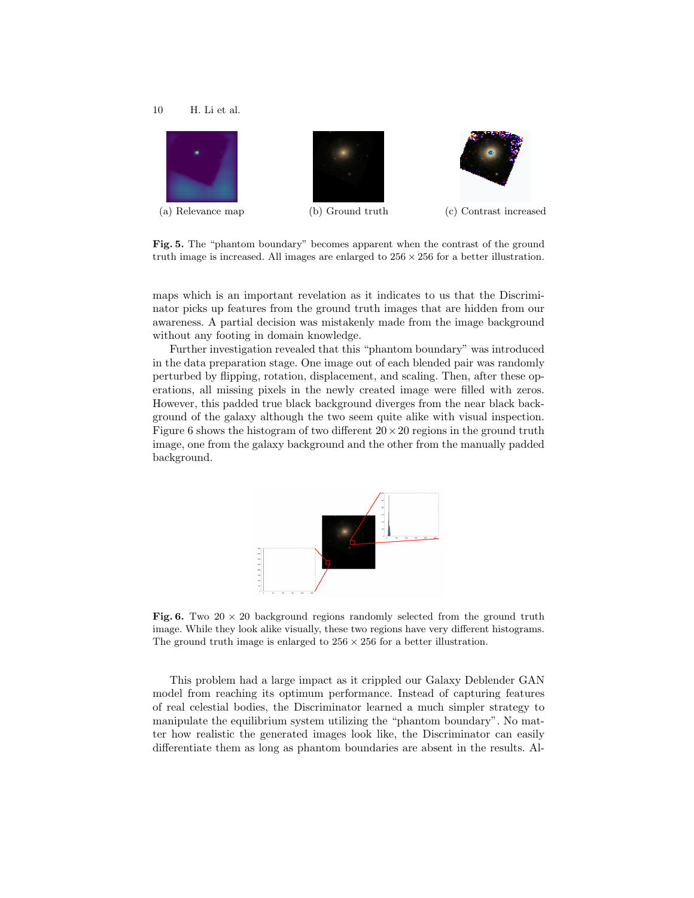(a) Relevance map

(b) Ground truth

(c) Contrast increased

**Fig. 5.** The "phantom boundary" becomes apparent when the contrast of the ground truth image is increased. All images are enlarged to $256 \times 256$ for a better illustration.

maps which is an important revelation as it indicates to us that the Discriminator picks up features from the ground truth images that are hidden from our awareness. A partial decision was mistakenly made from the image background without any footing in domain knowledge.

Further investigation revealed that this "phantom boundary" was introduced in the data preparation stage. One image out of each blended pair was randomly perturbed by flipping, rotation, displacement, and scaling. Then, after these operations, all missing pixels in the newly created image were filled with zeros. However, this padded true black background diverges from the near black background of the galaxy although the two seem quite alike with visual inspection. Figure 6 shows the histogram of two different $20 \times 20$ regions in the ground truth image, one from the galaxy background and the other from the manually padded background.

**Fig. 6.** Two $20 \times 20$ background regions randomly selected from the ground truth image. While they look alike visually, these two regions have very different histograms. The ground truth image is enlarged to $256 \times 256$ for a better illustration.

This problem had a large impact as it crippled our Galaxy Deblender GAN model from reaching its optimum performance. Instead of capturing features of real celestial bodies, the Discriminator learned a much simpler strategy to manipulate the equilibrium system utilizing the "phantom boundary". No matter how realistic the generated images look like, the Discriminator can easily differentiate them as long as phantom boundaries are absent in the results. Al-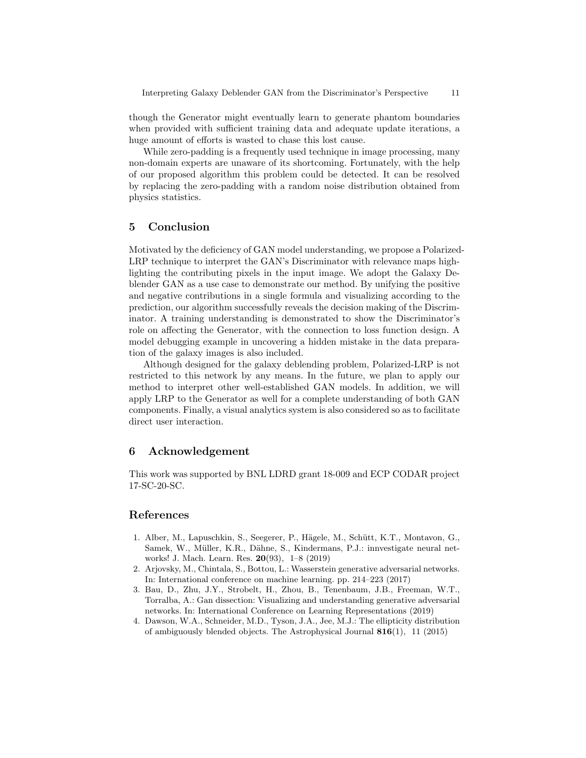though the Generator might eventually learn to generate phantom boundaries when provided with sufficient training data and adequate update iterations, a huge amount of efforts is wasted to chase this lost cause.

While zero-padding is a frequently used technique in image processing, many non-domain experts are unaware of its shortcoming. Fortunately, with the help of our proposed algorithm this problem could be detected. It can be resolved by replacing the zero-padding with a random noise distribution obtained from physics statistics.

## 5 Conclusion

Motivated by the deficiency of GAN model understanding, we propose a Polarized-LRP technique to interpret the GAN's Discriminator with relevance maps highlighting the contributing pixels in the input image. We adopt the Galaxy Deblender GAN as a use case to demonstrate our method. By unifying the positive and negative contributions in a single formula and visualizing according to the prediction, our algorithm successfully reveals the decision making of the Discriminator. A training understanding is demonstrated to show the Discriminator's role on affecting the Generator, with the connection to loss function design. A model debugging example in uncovering a hidden mistake in the data preparation of the galaxy images is also included.

Although designed for the galaxy deblending problem, Polarized-LRP is not restricted to this network by any means. In the future, we plan to apply our method to interpret other well-established GAN models. In addition, we will apply LRP to the Generator as well for a complete understanding of both GAN components. Finally, a visual analytics system is also considered so as to facilitate direct user interaction.

## 6 Acknowledgement

This work was supported by BNL LDRD grant 18-009 and ECP CODAR project 17-SC-20-SC.

## References

1. Alber, M., Lapuschkin, S., Seegerer, P., Hägele, M., Schütt, K.T., Montavon, G., Samek, W., Müller, K.R., Dähne, S., Kindermans, P.J.: innvestigate neural networks! J. Mach. Learn. Res. **20**(93), 1–8 (2019)
2. Arjovsky, M., Chintala, S., Bottou, L.: Wasserstein generative adversarial networks. In: International conference on machine learning. pp. 214–223 (2017)
3. Bau, D., Zhu, J.Y., Strobelt, H., Zhou, B., Tenenbaum, J.B., Freeman, W.T., Torralba, A.: Gan dissection: Visualizing and understanding generative adversarial networks. In: International Conference on Learning Representations (2019)
4. Dawson, W.A., Schneider, M.D., Tyson, J.A., Jee, M.J.: The ellipticity distribution of ambiguously blended objects. The Astrophysical Journal **816**(1), 11 (2015)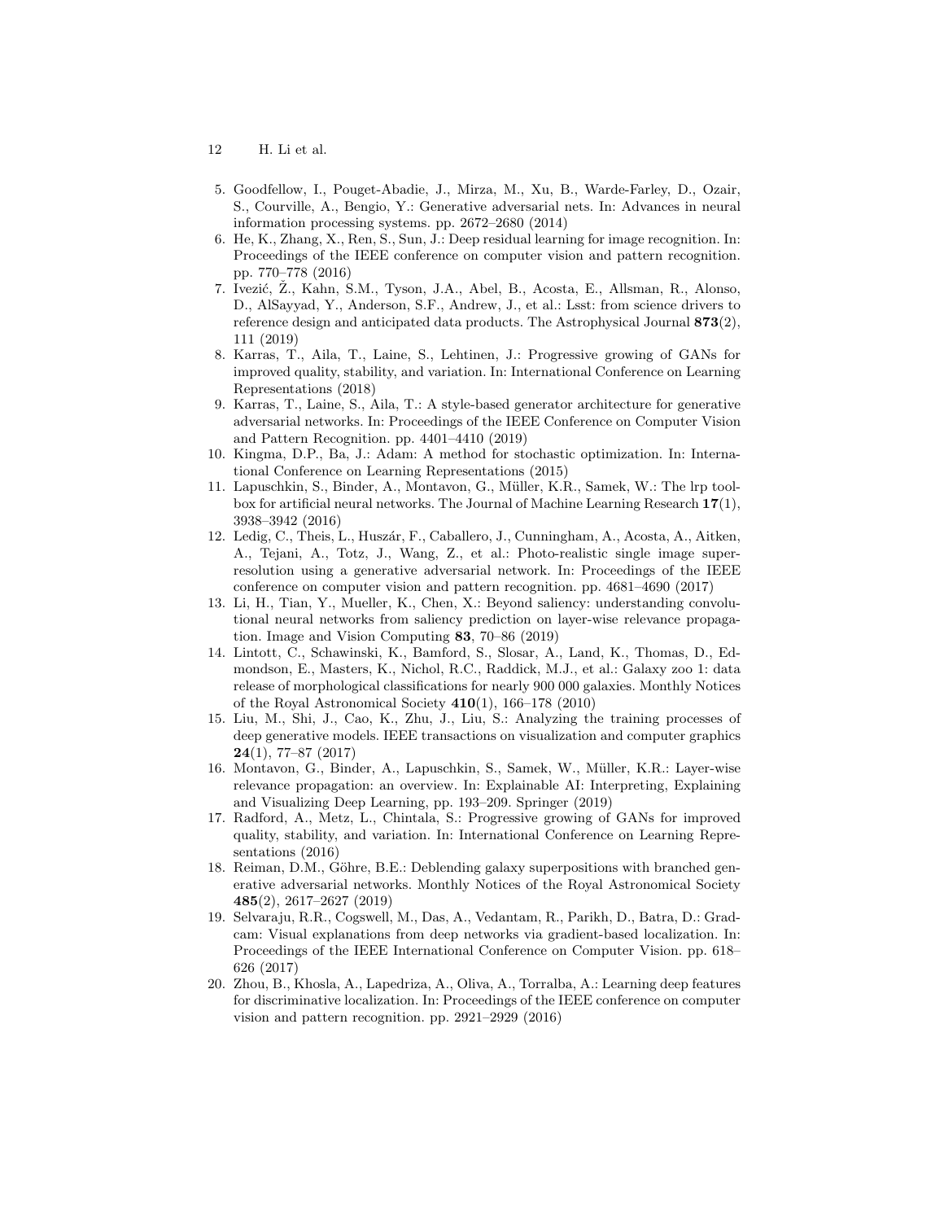5. Goodfellow, I., Pouget-Abadie, J., Mirza, M., Xu, B., Warde-Farley, D., Ozair, S., Courville, A., Bengio, Y.: Generative adversarial nets. In: Advances in neural information processing systems. pp. 2672–2680 (2014)
6. He, K., Zhang, X., Ren, S., Sun, J.: Deep residual learning for image recognition. In: Proceedings of the IEEE conference on computer vision and pattern recognition. pp. 770–778 (2016)
7. Ivezić, Ž., Kahn, S.M., Tyson, J.A., Abel, B., Acosta, E., Allsman, R., Alonso, D., AlSayyad, Y., Anderson, S.F., Andrew, J., et al.: Lsst: from science drivers to reference design and anticipated data products. The Astrophysical Journal **873**(2), 111 (2019)
8. Karras, T., Aila, T., Laine, S., Lehtinen, J.: Progressive growing of GANs for improved quality, stability, and variation. In: International Conference on Learning Representations (2018)
9. Karras, T., Laine, S., Aila, T.: A style-based generator architecture for generative adversarial networks. In: Proceedings of the IEEE Conference on Computer Vision and Pattern Recognition. pp. 4401–4410 (2019)
10. Kingma, D.P., Ba, J.: Adam: A method for stochastic optimization. In: International Conference on Learning Representations (2015)
11. Lapuschkin, S., Binder, A., Montavon, G., Müller, K.R., Samek, W.: The lrp toolbox for artificial neural networks. The Journal of Machine Learning Research **17**(1), 3938–3942 (2016)
12. Ledig, C., Theis, L., Huszár, F., Caballero, J., Cunningham, A., Acosta, A., Aitken, A., Tejani, A., Totz, J., Wang, Z., et al.: Photo-realistic single image super-resolution using a generative adversarial network. In: Proceedings of the IEEE conference on computer vision and pattern recognition. pp. 4681–4690 (2017)
13. Li, H., Tian, Y., Mueller, K., Chen, X.: Beyond saliency: understanding convolutional neural networks from saliency prediction on layer-wise relevance propagation. Image and Vision Computing **83**, 70–86 (2019)
14. Lintott, C., Schawinski, K., Bamford, S., Slosar, A., Land, K., Thomas, D., Edmondson, E., Masters, K., Nichol, R.C., Raddick, M.J., et al.: Galaxy zoo 1: data release of morphological classifications for nearly 900 000 galaxies. Monthly Notices of the Royal Astronomical Society **410**(1), 166–178 (2010)
15. Liu, M., Shi, J., Cao, K., Zhu, J., Liu, S.: Analyzing the training processes of deep generative models. IEEE transactions on visualization and computer graphics **24**(1), 77–87 (2017)
16. Montavon, G., Binder, A., Lapuschkin, S., Samek, W., Müller, K.R.: Layer-wise relevance propagation: an overview. In: Explainable AI: Interpreting, Explaining and Visualizing Deep Learning, pp. 193–209. Springer (2019)
17. Radford, A., Metz, L., Chintala, S.: Progressive growing of GANs for improved quality, stability, and variation. In: International Conference on Learning Representations (2016)
18. Reiman, D.M., Göhre, B.E.: Deblending galaxy superpositions with branched generative adversarial networks. Monthly Notices of the Royal Astronomical Society **485**(2), 2617–2627 (2019)
19. Selvaraju, R.R., Cogswell, M., Das, A., Vedantam, R., Parikh, D., Batra, D.: Grad-cam: Visual explanations from deep networks via gradient-based localization. In: Proceedings of the IEEE International Conference on Computer Vision. pp. 618–626 (2017)
20. Zhou, B., Khosla, A., Lapedriza, A., Oliva, A., Torralba, A.: Learning deep features for discriminative localization. In: Proceedings of the IEEE conference on computer vision and pattern recognition. pp. 2921–2929 (2016)